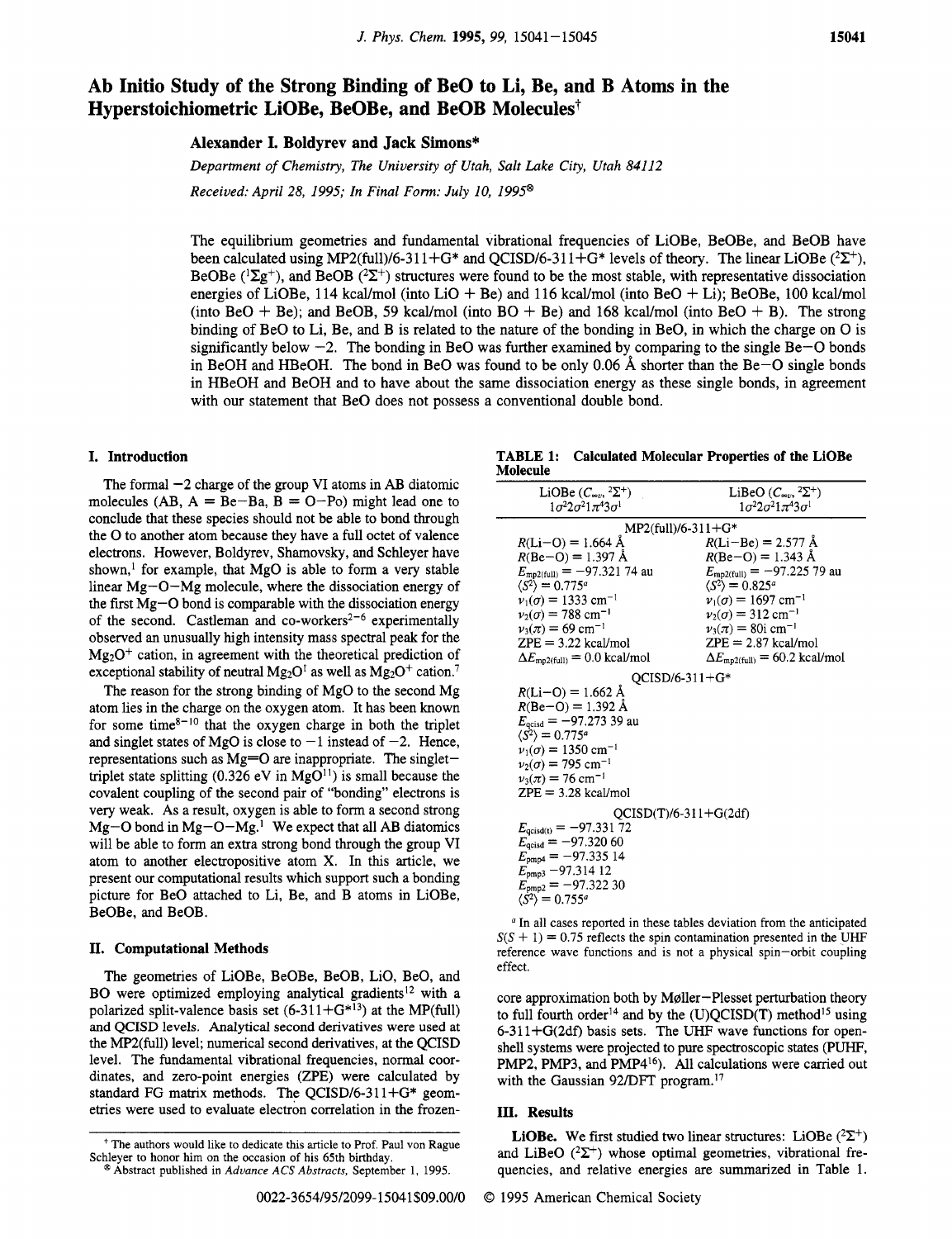# Ab Initio Study of the Strong Binding of BeO to Li, Be, and B Atoms in the Hyperstoichiometric LiOBe, BeOBe, and BeOB Molecules[†]

**Alexander I. Boldyrev and Jack Simons***

*Department of Chemistry, The University of Utah, Salt Lake City, Utah 84112*

*Received: April 28, 1995; In Final Form: July 10, 1995*[®]

The equilibrium geometries and fundamental vibrational frequencies of LiOBe, BeOBe, and BeOB have been calculated using MP2(full)/6-311+G* and QCISD/6-311+G* levels of theory. The linear LiOBe ($^2\Sigma^+$), BeOBe ($^1\Sigma g^+$), and BeOB ($^2\Sigma^+$) structures were found to be the most stable, with representative dissociation energies of LiOBe, 114 kcal/mol (into LiO + Be) and 116 kcal/mol (into BeO + Li); BeOBe, 100 kcal/mol (into BeO + Be); and BeOB, 59 kcal/mol (into BO + Be) and 168 kcal/mol (into BeO + B). The strong binding of BeO to Li, Be, and B is related to the nature of the bonding in BeO, in which the charge on O is significantly below −2. The bonding in BeO was further examined by comparing to the single Be−O bonds in BeOH and HBeOH. The bond in BeO was found to be only 0.06 Å shorter than the Be−O single bonds in HBeOH and BeOH and to have about the same dissociation energy as these single bonds, in agreement with our statement that BeO does not possess a conventional double bond.

## I. Introduction

The formal −2 charge of the group VI atoms in AB diatomic molecules (AB, A = Be−Ba, B = O−Po) might lead one to conclude that these species should not be able to bond through the O to another atom because they have a full octet of valence electrons. However, Boldyrev, Shamovsky, and Schleyer have shown,[1] for example, that MgO is able to form a very stable linear Mg−O−Mg molecule, where the dissociation energy of the first Mg−O bond is comparable with the dissociation energy of the second. Castleman and co-workers[2−6] experimentally observed an unusually high intensity mass spectral peak for the $Mg_2O^+$ cation, in agreement with the theoretical prediction of exceptional stability of neutral $Mg_2O$[1] as well as $Mg_2O^+$ cation.[7]

The reason for the strong binding of MgO to the second Mg atom lies in the charge on the oxygen atom. It has been known for some time[8−10] that the oxygen charge in both the triplet and singlet states of MgO is close to −1 instead of −2. Hence, representations such as Mg=O are inappropriate. The singlet−triplet state splitting (0.326 eV in MgO[11]) is small because the covalent coupling of the second pair of "bonding" electrons is very weak. As a result, oxygen is able to form a second strong Mg−O bond in Mg−O−Mg.[1] We expect that all AB diatomics will be able to form an extra strong bond through the group VI atom to another electropositive atom X. In this article, we present our computational results which support such a bonding picture for BeO attached to Li, Be, and B atoms in LiOBe, BeOBe, and BeOB.

## II. Computational Methods

The geometries of LiOBe, BeOBe, BeOB, LiO, BeO, and BO were optimized employing analytical gradients[12] with a polarized split-valence basis set (6-311+G*[13]) at the MP(full) and QCISD levels. Analytical second derivatives were used at the MP2(full) level; numerical second derivatives, at the QCISD level. The fundamental vibrational frequencies, normal coordinates, and zero-point energies (ZPE) were calculated by standard FG matrix methods. The QCISD/6-311+G* geometries were used to evaluate electron correlation in the frozen-core approximation both by Møller−Plesset perturbation theory to full fourth order[14] and by the (U)QCISD(T) method[15] using 6-311+G(2df) basis sets. The UHF wave functions for open-shell systems were projected to pure spectroscopic states (PUHF, PMP2, PMP3, and PMP4[16]). All calculations were carried out with the Gaussian 92/DFT program.[17]

**TABLE 1: Calculated Molecular Properties of the LiOBe Molecule**

| LiOBe ($C_{\infty v}$, $^2\Sigma^+$) $1\sigma^2 2\sigma^2 1\pi^4 3\sigma^1$ | LiBeO ($C_{\infty v}$, $^2\Sigma^+$) $1\sigma^2 2\sigma^2 1\pi^4 3\sigma^1$ |
|---|---|
| MP2(full)/6-311+G* | |
| $R$(Li−O) = 1.664 Å | $R$(Li−Be) = 2.577 Å |
| $R$(Be−O) = 1.397 Å | $R$(Be−O) = 1.343 Å |
| $E_{mp2(full)}$ = −97.321 74 au | $E_{mp2(full)}$ = −97.225 79 au |
| $\langle S^2\rangle$ = 0.775[a] | $\langle S^2\rangle$ = 0.825[a] |
| $\nu_1(\sigma)$ = 1333 cm$^{-1}$ | $\nu_1(\sigma)$ = 1697 cm$^{-1}$ |
| $\nu_2(\sigma)$ = 788 cm$^{-1}$ | $\nu_2(\sigma)$ = 312 cm$^{-1}$ |
| $\nu_3(\pi)$ = 69 cm$^{-1}$ | $\nu_3(\pi)$ = 80i cm$^{-1}$ |
| ZPE = 3.22 kcal/mol | ZPE = 2.87 kcal/mol |
| $\Delta E_{mp2(full)}$ = 0.0 kcal/mol | $\Delta E_{mp2(full)}$ = 60.2 kcal/mol |
| QCISD/6-311+G* | |
| $R$(Li−O) = 1.662 Å | |
| $R$(Be−O) = 1.392 Å | |
| $E_{qcisd}$ = −97.273 39 au | |
| $\langle S^2\rangle$ = 0.775[a] | |
| $\nu_1(\sigma)$ = 1350 cm$^{-1}$ | |
| $\nu_2(\sigma)$ = 795 cm$^{-1}$ | |
| $\nu_3(\pi)$ = 76 cm$^{-1}$ | |
| ZPE = 3.28 kcal/mol | |
| QCISD(T)/6-311+G(2df) | |
| $E_{qcisd(t)}$ = −97.331 72 | |
| $E_{qcisd}$ = −97.320 60 | |
| $E_{pmp4}$ = −97.335 14 | |
| $E_{pmp3}$ −97.314 12 | |
| $E_{pmp2}$ = −97.322 30 | |
| $\langle S^2\rangle$ = 0.755[a] | |

[a] In all cases reported in these tables deviation from the anticipated $S(S+1) = 0.75$ reflects the spin contamination presented in the UHF reference wave functions and is not a physical spin−orbit coupling effect.

## III. Results

**LiOBe.** We first studied two linear structures: LiOBe ($^2\Sigma^+$) and LiBeO ($^2\Sigma^+$) whose optimal geometries, vibrational frequencies, and relative energies are summarized in Table 1.

[†] The authors would like to dedicate this article to Prof. Paul von Rague Schleyer to honor him on the occasion of his 65th birthday.

[®] Abstract published in *Advance ACS Abstracts*, September 1, 1995.

0022-3654/95/2099-15041$09.00/0 © 1995 American Chemical Society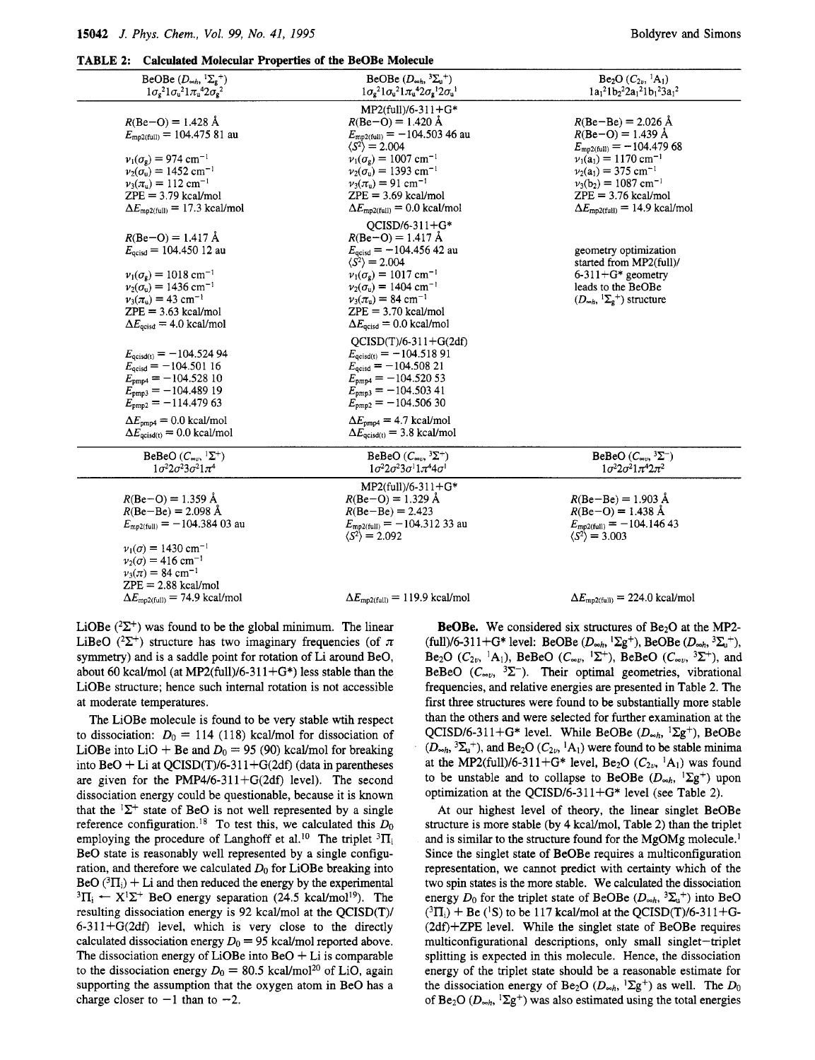**TABLE 2: Calculated Molecular Properties of the BeOBe Molecule**

| BeOBe ($D_{\infty h}$, $^1\Sigma_g^+$) $1\sigma_g^2 1\sigma_u^2 1\pi_u^4 2\sigma_g^2$ | BeOBe ($D_{\infty h}$, $^3\Sigma_u^+$) $1\sigma_g^2 1\sigma_u^2 1\pi_u^4 2\sigma_g^1 2\sigma_u^1$ | $Be_2O$ ($C_{2v}$, $^1A_1$) $1a_1^2 1b_2^2 2a_1^2 1b_1^2 3a_1^2$ |
|---|---|---|
| | MP2(full)/6-311+G* | |
| $R$(Be–O) = 1.428 Å | $R$(Be–O) = 1.420 Å | $R$(Be–Be) = 2.026 Å |
| $E_{mp2(full)}$ = 104.475 81 au | $E_{mp2(full)}$ = −104.503 46 au | $R$(Be–O) = 1.439 Å |
| | $\langle S^2 \rangle$ = 2.004 | $E_{mp2(full)}$ = −104.479 68 |
| $\nu_1(\sigma_g)$ = 974 cm$^{-1}$ | $\nu_1(\sigma_g)$ = 1007 cm$^{-1}$ | $\nu_1(a_1)$ = 1170 cm$^{-1}$ |
| $\nu_2(\sigma_u)$ = 1452 cm$^{-1}$ | $\nu_2(\sigma_u)$ = 1393 cm$^{-1}$ | $\nu_2(a_1)$ = 375 cm$^{-1}$ |
| $\nu_3(\pi_u)$ = 112 cm$^{-1}$ | $\nu_3(\pi_u)$ = 91 cm$^{-1}$ | $\nu_3(b_2)$ = 1087 cm$^{-1}$ |
| ZPE = 3.79 kcal/mol | ZPE = 3.69 kcal/mol | ZPE = 3.76 kcal/mol |
| $\Delta E_{mp2(full)}$ = 17.3 kcal/mol | $\Delta E_{mp2(full)}$ = 0.0 kcal/mol | $\Delta E_{mp2(full)}$ = 14.9 kcal/mol |
| | QCISD/6-311+G* | |
| $R$(Be–O) = 1.417 Å | $R$(Be–O) = 1.417 Å | |
| $E_{qcisd}$ = 104.450 12 au | $E_{qcisd}$ = −104.456 42 au | geometry optimization |
| | $\langle S^2 \rangle$ = 2.004 | started from MP2(full)/ |
| $\nu_1(\sigma_g)$ = 1018 cm$^{-1}$ | $\nu_1(\sigma_g)$ = 1017 cm$^{-1}$ | 6-311+G* geometry |
| $\nu_2(\sigma_u)$ = 1436 cm$^{-1}$ | $\nu_2(\sigma_u)$ = 1404 cm$^{-1}$ | leads to the BeOBe |
| $\nu_3(\pi_u)$ = 43 cm$^{-1}$ | $\nu_3(\pi_u)$ = 84 cm$^{-1}$ | ($D_{\infty h}$, $^1\Sigma_g^+$) structure |
| ZPE = 3.63 kcal/mol | ZPE = 3.70 kcal/mol | |
| $\Delta E_{qcisd}$ = 4.0 kcal/mol | $\Delta E_{qcisd}$ = 0.0 kcal/mol | |
| | QCISD(T)/6-311+G(2df) | |
| $E_{qcisd(t)}$ = −104.524 94 | $E_{qcisd(t)}$ = −104.518 91 | |
| $E_{qcisd}$ = −104.501 16 | $E_{qcisd}$ = −104.508 21 | |
| $E_{pmp4}$ = −104.528 10 | $E_{pmp4}$ = −104.520 53 | |
| $E_{pmp3}$ = −104.489 19 | $E_{pmp3}$ = −104.503 41 | |
| $E_{pmp2}$ = −114.479 63 | $E_{pmp2}$ = −104.506 30 | |
| $\Delta E_{pmp4}$ = 0.0 kcal/mol | $\Delta E_{pmp4}$ = 4.7 kcal/mol | |
| $\Delta E_{qcisd(t)}$ = 0.0 kcal/mol | $\Delta E_{qcisd(t)}$ = 3.8 kcal/mol | |
| **BeBeO ($C_{\infty v}$, $^1\Sigma^+$) $1\sigma^2 2\sigma^2 3\sigma^2 1\pi^4$** | **BeBeO ($C_{\infty v}$, $^3\Sigma^+$) $1\sigma^2 2\sigma^2 3\sigma^1 1\pi^4 4\sigma^1$** | **BeBeO ($C_{\infty v}$, $^3\Sigma^-$) $1\sigma^2 2\sigma^2 1\pi^4 2\pi^2$** |
| | MP2(full)/6-311+G* | |
| $R$(Be–O) = 1.359 Å | $R$(Be–O) = 1.329 Å | $R$(Be–Be) = 1.903 Å |
| $R$(Be–Be) = 2.098 Å | $R$(Be–Be) = 2.423 | $R$(Be–O) = 1.438 Å |
| $E_{mp2(full)}$ = −104.384 03 au | $E_{mp2(full)}$ = −104.312 33 au | $E_{mp2(full)}$ = −104.146 43 |
| | $\langle S^2 \rangle$ = 2.092 | $\langle S^2 \rangle$ = 3.003 |
| $\nu_1(\sigma)$ = 1430 cm$^{-1}$ | | |
| $\nu_2(\sigma)$ = 416 cm$^{-1}$ | | |
| $\nu_3(\pi)$ = 84 cm$^{-1}$ | | |
| ZPE = 2.88 kcal/mol | | |
| $\Delta E_{mp2(full)}$ = 74.9 kcal/mol | $\Delta E_{mp2(full)}$ = 119.9 kcal/mol | $\Delta E_{mp2(full)}$ = 224.0 kcal/mol |

LiOBe ($^2\Sigma^+$) was found to be the global minimum. The linear LiBeO ($^2\Sigma^+$) structure has two imaginary frequencies (of $\pi$ symmetry) and is a saddle point for rotation of Li around BeO, about 60 kcal/mol (at MP2(full)/6-311+G*) less stable than the LiOBe structure; hence such internal rotation is not accessible at moderate temperatures.

The LiOBe molecule is found to be very stable wtih respect to dissociation: $D_0$ = 114 (118) kcal/mol for dissociation of LiOBe into LiO + Be and $D_0$ = 95 (90) kcal/mol for breaking into BeO + Li at QCISD(T)/6-311+G(2df) (data in parentheses are given for the PMP4/6-311+G(2df) level). The second dissociation energy could be questionable, because it is known that the $^1\Sigma^+$ state of BeO is not well represented by a single reference configuration.[18] To test this, we calculated this $D_0$ employing the procedure of Langhoff et al.[10] The triplet $^3\Pi_i$ BeO state is reasonably well represented by a single configuration, and therefore we calculated $D_0$ for LiOBe breaking into BeO ($^3\Pi_i$) + Li and then reduced the energy by the experimental $^3\Pi_i \leftarrow X^1\Sigma^+$ BeO energy separation (24.5 kcal/mol[19]). The resulting dissociation energy is 92 kcal/mol at the QCISD(T)/6-311+G(2df) level, which is very close to the directly calculated dissociation energy $D_0$ = 95 kcal/mol reported above. The dissociation energy of LiOBe into BeO + Li is comparable to the dissociation energy $D_0$ = 80.5 kcal/mol[20] of LiO, again supporting the assumption that the oxygen atom in BeO has a charge closer to −1 than to −2.

**BeOBe.** We considered six structures of $Be_2O$ at the MP2-(full)/6-311+G* level: BeOBe ($D_{\infty h}$, $^1\Sigma g^+$), BeOBe ($D_{\infty h}$, $^3\Sigma_u^+$), $Be_2O$ ($C_{2v}$, $^1A_1$), BeBeO ($C_{\infty v}$, $^1\Sigma^+$), BeBeO ($C_{\infty v}$, $^3\Sigma^+$), and BeBeO ($C_{\infty v}$, $^3\Sigma^-$). Their optimal geometries, vibrational frequencies, and relative energies are presented in Table 2. The first three structures were found to be substantially more stable than the others and were selected for further examination at the QCISD/6-311+G* level. While BeOBe ($D_{\infty h}$, $^1\Sigma g^+$), BeOBe ($D_{\infty h}$, $^3\Sigma_u^+$), and $Be_2O$ ($C_{2v}$, $^1A_1$) were found to be stable minima at the MP2(full)/6-311+G* level, $Be_2O$ ($C_{2v}$, $^1A_1$) was found to be unstable and to collapse to BeOBe ($D_{\infty h}$, $^1\Sigma g^+$) upon optimization at the QCISD/6-311+G* level (see Table 2).

At our highest level of theory, the linear singlet BeOBe structure is more stable (by 4 kcal/mol, Table 2) than the triplet and is similar to the structure found for the MgOMg molecule.[1] Since the singlet state of BeOBe requires a multiconfiguration representation, we cannot predict with certainty which of the two spin states is the more stable. We calculated the dissociation energy $D_0$ for the triplet state of BeOBe ($D_{\infty h}$, $^3\Sigma_u^+$) into BeO ($^3\Pi_i$) + Be ($^1S$) to be 117 kcal/mol at the QCISD(T)/6-311+G-(2df)+ZPE level. While the singlet state of BeOBe requires multiconfigurational descriptions, only small singlet–triplet splitting is expected in this molecule. Hence, the dissociation energy of the triplet state should be a reasonable estimate for the dissociation energy of $Be_2O$ ($D_{\infty h}$, $^1\Sigma g^+$) as well. The $D_0$ of $Be_2O$ ($D_{\infty h}$, $^1\Sigma g^+$) was also estimated using the total energies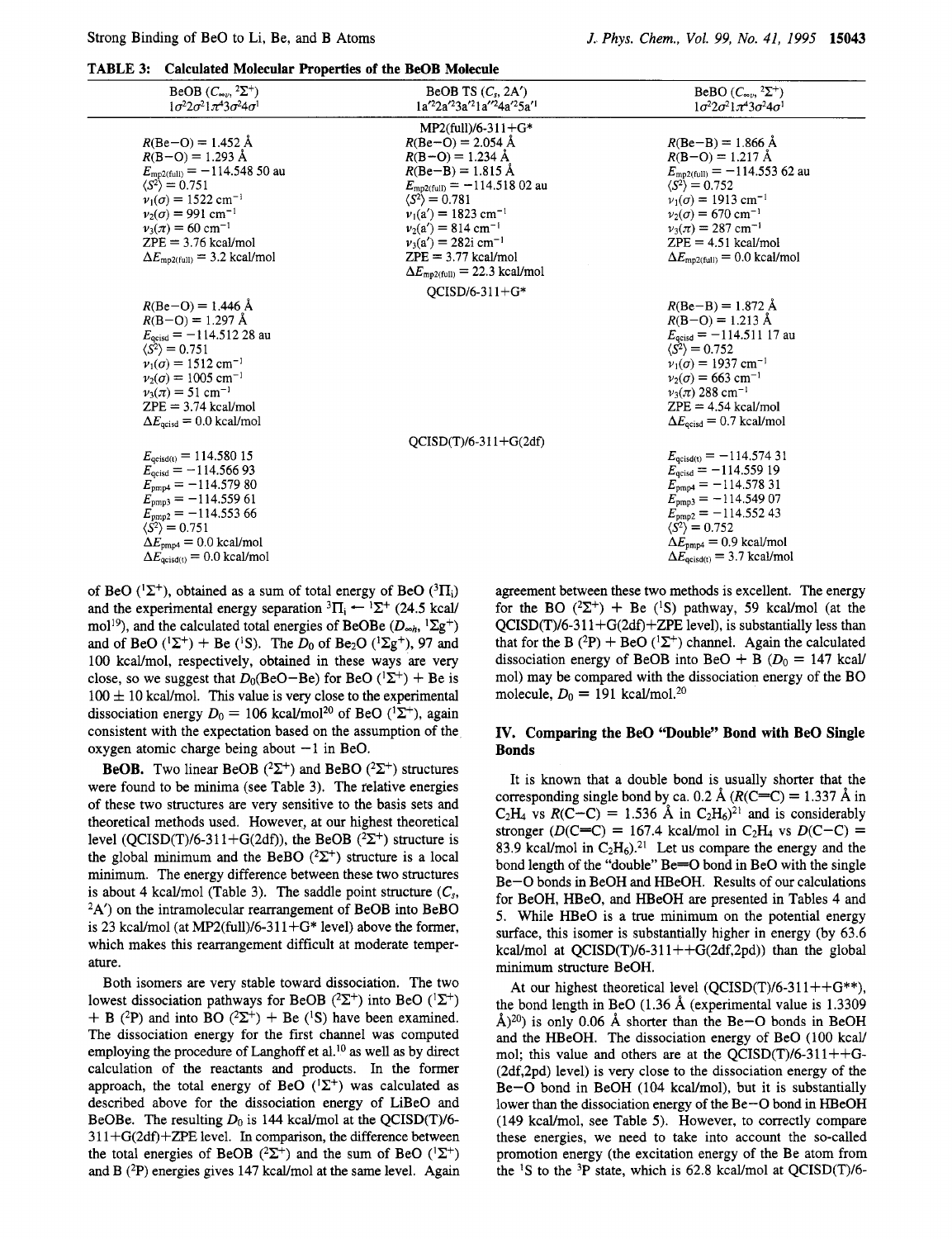**TABLE 3: Calculated Molecular Properties of the BeOB Molecule**

| BeOB ($C_{\infty v}$, $^2\Sigma^+$) $1\sigma^2 2\sigma^2 1\pi^4 3\sigma^2 4\sigma^1$ | BeOB TS ($C_s$, 2A′) $1a'^2 2a'^2 3a'^2 1a''^2 4a'^2 5a'^1$ | BeBO ($C_{\infty v}$, $^2\Sigma^+$) $1\sigma^2 2\sigma^2 1\pi^4 3\sigma^2 4\sigma^1$ |
|---|---|---|
| | MP2(full)/6-311+G* | |
| $R$(Be–O) = 1.452 Å | $R$(Be–O) = 2.054 Å | $R$(Be–B) = 1.866 Å |
| $R$(B–O) = 1.293 Å | $R$(B–O) = 1.234 Å | $R$(B–O) = 1.217 Å |
| $E_{mp2(full)} = -114.548\ 50$ au | $R$(Be–B) = 1.815 Å | $E_{mp2(full)} = -114.553\ 62$ au |
| $\langle S^2 \rangle = 0.751$ | $E_{mp2(full)} = -114.518\ 02$ au | $\langle S^2 \rangle = 0.752$ |
| $\nu_1(\sigma) = 1522$ cm$^{-1}$ | $\langle S^2 \rangle = 0.781$ | $\nu_1(\sigma) = 1913$ cm$^{-1}$ |
| $\nu_2(\sigma) = 991$ cm$^{-1}$ | $\nu_1(a') = 1823$ cm$^{-1}$ | $\nu_2(\sigma) = 670$ cm$^{-1}$ |
| $\nu_3(\pi) = 60$ cm$^{-1}$ | $\nu_2(a') = 814$ cm$^{-1}$ | $\nu_3(\pi) = 287$ cm$^{-1}$ |
| ZPE = 3.76 kcal/mol | $\nu_3(a') = 282i$ cm$^{-1}$ | ZPE = 4.51 kcal/mol |
| $\Delta E_{mp2(full)} = 3.2$ kcal/mol | ZPE = 3.77 kcal/mol | $\Delta E_{mp2(full)} = 0.0$ kcal/mol |
| | $\Delta E_{mp2(full)} = 22.3$ kcal/mol | |
| | QCISD/6-311+G* | |
| $R$(Be–O) = 1.446 Å | | $R$(Be–B) = 1.872 Å |
| $R$(B–O) = 1.297 Å | | $R$(B–O) = 1.213 Å |
| $E_{qcisd} = -114.512\ 28$ au | | $E_{qcisd} = -114.511\ 17$ au |
| $\langle S^2 \rangle = 0.751$ | | $\langle S^2 \rangle = 0.752$ |
| $\nu_1(\sigma) = 1512$ cm$^{-1}$ | | $\nu_1(\sigma) = 1937$ cm$^{-1}$ |
| $\nu_2(\sigma) = 1005$ cm$^{-1}$ | | $\nu_2(\sigma) = 663$ cm$^{-1}$ |
| $\nu_3(\pi) = 51$ cm$^{-1}$ | | $\nu_3(\pi)$ 288 cm$^{-1}$ |
| ZPE = 3.74 kcal/mol | | ZPE = 4.54 kcal/mol |
| $\Delta E_{qcisd} = 0.0$ kcal/mol | | $\Delta E_{qcisd} = 0.7$ kcal/mol |
| | QCISD(T)/6-311+G(2df) | |
| $E_{qcisd(t)} = 114.580\ 15$ | | $E_{qcisd(t)} = -114.574\ 31$ |
| $E_{qcisd} = -114.566\ 93$ | | $E_{qcisd} = -114.559\ 19$ |
| $E_{pmp4} = -114.579\ 80$ | | $E_{pmp4} = -114.578\ 31$ |
| $E_{pmp3} = -114.559\ 61$ | | $E_{pmp3} = -114.549\ 07$ |
| $E_{pmp2} = -114.553\ 66$ | | $E_{pmp2} = -114.552\ 43$ |
| $\langle S^2 \rangle = 0.751$ | | $\langle S^2 \rangle = 0.752$ |
| $\Delta E_{pmp4} = 0.0$ kcal/mol | | $\Delta E_{pmp4} = 0.9$ kcal/mol |
| $\Delta E_{qcisd(t)} = 0.0$ kcal/mol | | $\Delta E_{qcisd(t)} = 3.7$ kcal/mol |

of BeO ($^1\Sigma^+$), obtained as a sum of total energy of BeO ($^3\Pi_i$) and the experimental energy separation $^3\Pi_i \leftarrow {}^1\Sigma^+$ (24.5 kcal/mol[19]), and the calculated total energies of BeOBe ($D_{\infty h}$, $^1\Sigma g^+$) and of BeO ($^1\Sigma^+$) + Be ($^1$S). The $D_0$ of $Be_2O$ ($^1\Sigma g^+$), 97 and 100 kcal/mol, respectively, obtained in these ways are very close, so we suggest that $D_0$(BeO–Be) for BeO ($^1\Sigma^+$) + Be is 100 ± 10 kcal/mol. This value is very close to the experimental dissociation energy $D_0$ = 106 kcal/mol[20] of BeO ($^1\Sigma^+$), again consistent with the expectation based on the assumption of the oxygen atomic charge being about −1 in BeO.

**BeOB.** Two linear BeOB ($^2\Sigma^+$) and BeBO ($^2\Sigma^+$) structures were found to be minima (see Table 3). The relative energies of these two structures are very sensitive to the basis sets and theoretical methods used. However, at our highest theoretical level (QCISD(T)/6-311+G(2df)), the BeOB ($^2\Sigma^+$) structure is the global minimum and the BeBO ($^2\Sigma^+$) structure is a local minimum. The energy difference between these two structures is about 4 kcal/mol (Table 3). The saddle point structure ($C_s$, $^2$A′) on the intramolecular rearrangement of BeOB into BeBO is 23 kcal/mol (at MP2(full)/6-311+G* level) above the former, which makes this rearrangement difficult at moderate temperature.

Both isomers are very stable toward dissociation. The two lowest dissociation pathways for BeOB ($^2\Sigma^+$) into BeO ($^1\Sigma^+$) + B ($^2$P) and into BO ($^2\Sigma^+$) + Be ($^1$S) have been examined. The dissociation energy for the first channel was computed employing the procedure of Langhoff et al.[10] as well as by direct calculation of the reactants and products. In the former approach, the total energy of BeO ($^1\Sigma^+$) was calculated as described above for the dissociation energy of LiBeO and BeOBe. The resulting $D_0$ is 144 kcal/mol at the QCISD(T)/6-311+G(2df)+ZPE level. In comparison, the difference between the total energies of BeOB ($^2\Sigma^+$) and the sum of BeO ($^1\Sigma^+$) and B ($^2$P) energies gives 147 kcal/mol at the same level. Again agreement between these two methods is excellent. The energy for the BO ($^2\Sigma^+$) + Be ($^1$S) pathway, 59 kcal/mol (at the QCISD(T)/6-311+G(2df)+ZPE level), is substantially less than that for the B ($^2$P) + BeO ($^1\Sigma^+$) channel. Again the calculated dissociation energy of BeOB into BeO + B ($D_0$ = 147 kcal/mol) may be compared with the dissociation energy of the BO molecule, $D_0$ = 191 kcal/mol.[20]

## IV. Comparing the BeO "Double" Bond with BeO Single Bonds

It is known that a double bond is usually shorter that the corresponding single bond by ca. 0.2 Å ($R$(C=C) = 1.337 Å in $C_2H_4$ vs $R$(C–C) = 1.536 Å in $C_2H_6$)[21] and is considerably stronger ($D$(C=C) = 167.4 kcal/mol in $C_2H_4$ vs $D$(C–C) = 83.9 kcal/mol in $C_2H_6$).[21] Let us compare the energy and the bond length of the "double" Be=O bond in BeO with the single Be–O bonds in BeOH and HBeOH. Results of our calculations for BeOH, HBeO, and HBeOH are presented in Tables 4 and 5. While HBeO is a true minimum on the potential energy surface, this isomer is substantially higher in energy (by 63.6 kcal/mol at QCISD(T)/6-311++G(2df,2pd)) than the global minimum structure BeOH.

At our highest theoretical level (QCISD(T)/6-311++G**), the bond length in BeO (1.36 Å (experimental value is 1.3309 Å)[20]) is only 0.06 Å shorter than the Be–O bonds in BeOH and the HBeOH. The dissociation energy of BeO (100 kcal/mol; this value and others are at the QCISD(T)/6-311++G-(2df,2pd) level) is very close to the dissociation energy of the Be–O bond in BeOH (104 kcal/mol), but it is substantially lower than the dissociation energy of the Be–O bond in HBeOH (149 kcal/mol, see Table 5). However, to correctly compare these energies, we need to take into account the so-called promotion energy (the excitation energy of the Be atom from the $^1$S to the $^3$P state, which is 62.8 kcal/mol at QCISD(T)/6-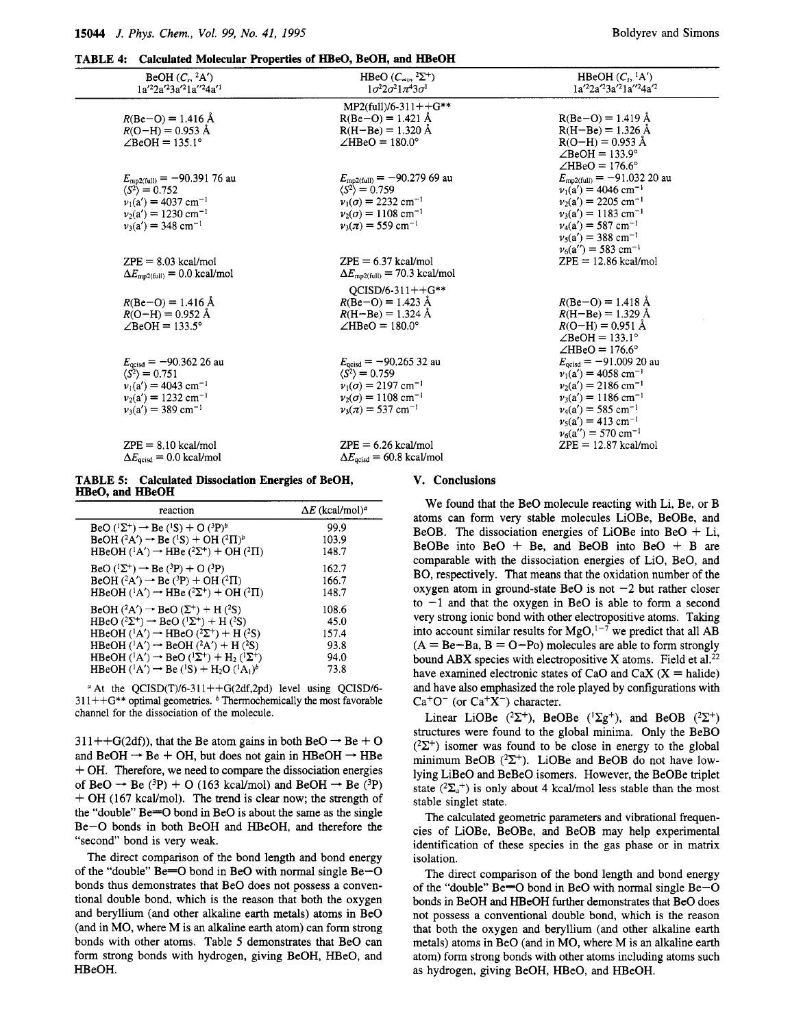**TABLE 4: Calculated Molecular Properties of HBeO, BeOH, and HBeOH**

| BeOH ($C_s$, $^2A'$) $1a'^2 2a'^2 3a'^2 1a''^2 4a'^1$ | HBeO ($C_{\infty v}$, $^2\Sigma^+$) $1\sigma^2 2\sigma^2 1\pi^4 3\sigma^1$ | HBeOH ($C_s$, $^1A'$) $1a'^2 2a'^2 3a'^2 1a''^2 4a'^2$ |
|---|---|---|
| | MP2(full)/6-311++G** | |
| $R$(Be–O) = 1.416 Å | $R$(Be–O) = 1.421 Å | $R$(Be–O) = 1.419 Å |
| $R$(O–H) = 0.953 Å | $R$(H–Be) = 1.320 Å | $R$(H–Be) = 1.326 Å |
| ∠BeOH = 135.1° | ∠HBeO = 180.0° | $R$(O–H) = 0.953 Å |
| | | ∠BeOH = 133.9° |
| | | ∠HBeO = 176.6° |
| $E_{mp2(full)}$ = −90.391 76 au | $E_{mp2(full)}$ = −90.279 69 au | $E_{mp2(full)}$ = −91.032 20 au |
| $\langle S^2 \rangle$ = 0.752 | $\langle S^2 \rangle$ = 0.759 | $\nu_1(a')$ = 4046 cm$^{-1}$ |
| $\nu_1(a')$ = 4037 cm$^{-1}$ | $\nu_1(\sigma)$ = 2232 cm$^{-1}$ | $\nu_2(a')$ = 2205 cm$^{-1}$ |
| $\nu_2(a')$ = 1230 cm$^{-1}$ | $\nu_2(\sigma)$ = 1108 cm$^{-1}$ | $\nu_3(a')$ = 1183 cm$^{-1}$ |
| $\nu_3(a')$ = 348 cm$^{-1}$ | $\nu_3(\pi)$ = 559 cm$^{-1}$ | $\nu_4(a')$ = 587 cm$^{-1}$ |
| | | $\nu_5(a')$ = 388 cm$^{-1}$ |
| | | $\nu_6(a'')$ = 583 cm$^{-1}$ |
| ZPE = 8.03 kcal/mol | ZPE = 6.37 kcal/mol | ZPE = 12.86 kcal/mol |
| $\Delta E_{mp2(full)}$ = 0.0 kcal/mol | $\Delta E_{mp2(full)}$ = 70.3 kcal/mol | |
| | QCISD/6-311++G** | |
| $R$(Be–O) = 1.416 Å | $R$(Be–O) = 1.423 Å | $R$(Be–O) = 1.418 Å |
| $R$(O–H) = 0.952 Å | $R$(H–Be) = 1.324 Å | $R$(H–Be) = 1.329 Å |
| ∠BeOH = 133.5° | ∠HBeO = 180.0° | $R$(O–H) = 0.951 Å |
| | | ∠BeOH = 133.1° |
| | | ∠HBeO = 176.6° |
| $E_{qcisd}$ = −90.362 26 au | $E_{qcisd}$ = −90.265 32 au | $E_{qcisd}$ = −91.009 20 au |
| $\langle S^2 \rangle$ = 0.751 | $\langle S^2 \rangle$ = 0.759 | $\nu_1(a')$ = 4058 cm$^{-1}$ |
| $\nu_1(a')$ = 4043 cm$^{-1}$ | $\nu_1(\sigma)$ = 2197 cm$^{-1}$ | $\nu_2(a')$ = 2186 cm$^{-1}$ |
| $\nu_2(a')$ = 1232 cm$^{-1}$ | $\nu_2(\sigma)$ = 1108 cm$^{-1}$ | $\nu_3(a')$ = 1186 cm$^{-1}$ |
| $\nu_3(a')$ = 389 cm$^{-1}$ | $\nu_3(\pi)$ = 537 cm$^{-1}$ | $\nu_4(a')$ = 585 cm$^{-1}$ |
| | | $\nu_5(a')$ = 413 cm$^{-1}$ |
| | | $\nu_6(a'')$ = 570 cm$^{-1}$ |
| ZPE = 8.10 kcal/mol | ZPE = 6.26 kcal/mol | ZPE = 12.87 kcal/mol |
| $\Delta E_{qcisd}$ = 0.0 kcal/mol | $\Delta E_{qcisd}$ = 60.8 kcal/mol | |

**TABLE 5: Calculated Dissociation Energies of BeOH, HBeO, and HBeOH**

| reaction | $\Delta E$ (kcal/mol)[a] |
|---|---|
| BeO ($^1\Sigma^+$) → Be ($^1$S) + O ($^3$P)[b] | 99.9 |
| BeOH ($^2A'$) → Be ($^1$S) + OH ($^2\Pi$)[b] | 103.9 |
| HBeOH ($^1A'$) → HBe ($^2\Sigma^+$) + OH ($^2\Pi$) | 148.7 |
| BeO ($^1\Sigma^+$) → Be ($^3$P) + O ($^3$P) | 162.7 |
| BeOH ($^2A'$) → Be ($^3$P) + OH ($^2\Pi$) | 166.7 |
| HBeOH ($^1A'$) → HBe ($^2\Sigma^+$) + OH ($^2\Pi$) | 148.7 |
| BeOH ($^2A'$) → BeO ($\Sigma^+$) + H ($^2$S) | 108.6 |
| HBeO ($^2\Sigma^+$) → BeO ($^1\Sigma^+$) + H ($^2$S) | 45.0 |
| HBeOH ($^1A'$) → HBeO ($^2\Sigma^+$) + H ($^2$S) | 157.4 |
| HBeOH ($^1A'$) → BeOH ($^2A'$) + H ($^2$S) | 93.8 |
| HBeOH ($^1A'$) → BeO ($^1\Sigma^+$) + $H_2$ ($^1\Sigma^+$) | 94.0 |
| HBeOH ($^1A'$) → Be ($^1$S) + $H_2O$ ($^1A_1$)[b] | 73.8 |

[a] At the QCISD(T)/6-311++G(2df,2pd) level using QCISD/6-311++G** optimal geometries. [b] Thermochemically the most favorable channel for the dissociation of the molecule.

311++G(2df)), that the Be atom gains in both BeO → Be + O and BeOH → Be + OH, but does not gain in HBeOH → HBe + OH. Therefore, we need to compare the dissociation energies of BeO → Be ($^3$P) + O (163 kcal/mol) and BeOH → Be ($^3$P) + OH (167 kcal/mol). The trend is clear now; the strength of the "double" Be=O bond in BeO is about the same as the single Be–O bonds in both BeOH and HBeOH, and therefore the "second" bond is very weak.

The direct comparison of the bond length and bond energy of the "double" Be=O bond in BeO with normal single Be–O bonds thus demonstrates that BeO does not possess a conventional double bond, which is the reason that both the oxygen and beryllium (and other alkaline earth metals) atoms in BeO (and in MO, where M is an alkaline earth atom) can form strong bonds with other atoms. Table 5 demonstrates that BeO can form strong bonds with hydrogen, giving BeOH, HBeO, and HBeOH.

## V. Conclusions

We found that the BeO molecule reacting with Li, Be, or B atoms can form very stable molecules LiOBe, BeOBe, and BeOB. The dissociation energies of LiOBe into BeO + Li, BeOBe into BeO + Be, and BeOB into BeO + B are comparable with the dissociation energies of LiO, BeO, and BO, respectively. That means that the oxidation number of the oxygen atom in ground-state BeO is not −2 but rather closer to −1 and that the oxygen in BeO is able to form a second very strong ionic bond with other electropositive atoms. Taking into account similar results for MgO,[1-7] we predict that all AB (A = Be–Ba, B = O–Po) molecules are able to form strongly bound ABX species with electropositive X atoms. Field et al.[22] have examined electronic states of CaO and CaX (X = halide) and have also emphasized the role played by configurations with $Ca^+O^-$ (or $Ca^+X^-$) character.

Linear LiOBe ($^2\Sigma^+$), BeOBe ($^1\Sigma_g^+$), and BeOB ($^2\Sigma^+$) structures were found to the global minima. Only the BeBO ($^2\Sigma^+$) isomer was found to be close in energy to the global minimum BeOB ($^2\Sigma^+$). LiOBe and BeOB do not have low-lying LiBeO and BeBeO isomers. However, the BeOBe triplet state ($^3\Sigma_u^+$) is only about 4 kcal/mol less stable than the most stable singlet state.

The calculated geometric parameters and vibrational frequencies of LiOBe, BeOBe, and BeOB may help experimental identification of these species in the gas phase or in matrix isolation.

The direct comparison of the bond length and bond energy of the "double" Be=O bond in BeO with normal single Be–O bonds in BeOH and HBeOH further demonstrates that BeO does not possess a conventional double bond, which is the reason that both the oxygen and beryllium (and other alkaline earth metals) atoms in BeO (and in MO, where M is an alkaline earth atom) form strong bonds with other atoms including atoms such as hydrogen, giving BeOH, HBeO, and HBeOH.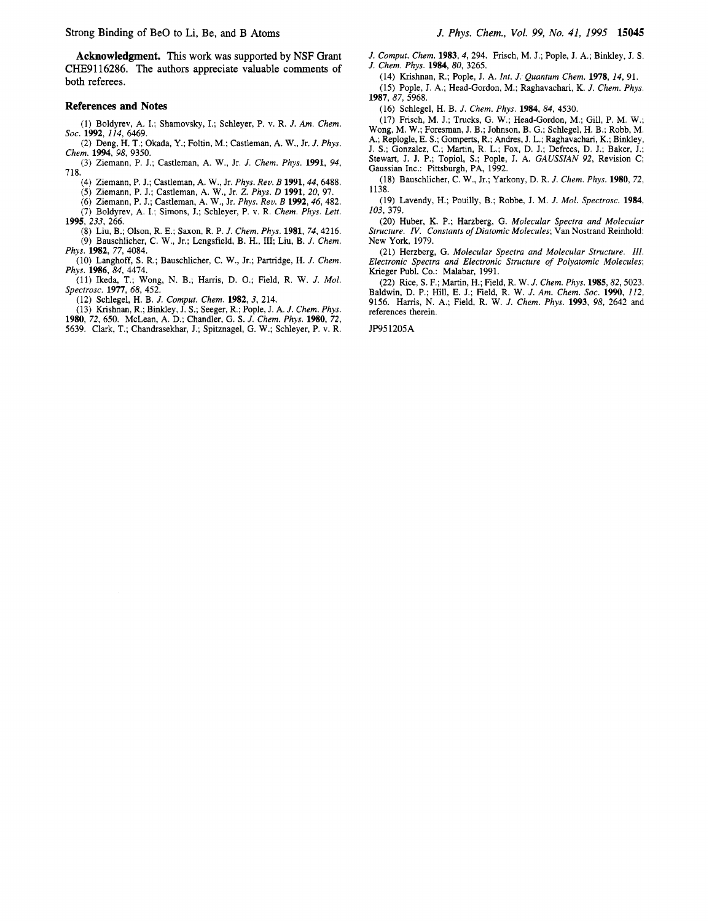**Acknowledgment.** This work was supported by NSF Grant CHE9116286. The authors appreciate valuable comments of both referees.

## References and Notes

(1) Boldyrev, A. I.; Shamovsky, I.; Schleyer, P. v. R. *J. Am. Chem. Soc.* **1992**, *114*, 6469.

(2) Deng, H. T.; Okada, Y.; Foltin, M.; Castleman, A. W., Jr. *J. Phys. Chem.* **1994**, *98*, 9350.

(3) Ziemann, P. J.; Castleman, A. W., Jr. *J. Chem. Phys.* **1991**, *94*, 718.

(4) Ziemann, P. J.; Castleman, A. W., Jr. *Phys. Rev. B* **1991**, *44*, 6488.

(5) Ziemann, P. J.; Castleman, A. W., Jr. *Z. Phys. D* **1991**, *20*, 97.

(6) Ziemann, P. J.; Castleman, A. W., Jr. *Phys. Rev. B* **1992**, *46*, 482.

(7) Boldyrev, A. I.; Simons, J.; Schleyer, P. v. R. *Chem. Phys. Lett.* **1995**, *233*, 266.

(8) Liu, B.; Olson, R. E.; Saxon, R. P. *J. Chem. Phys.* **1981**, *74*, 4216.

(9) Bauschlicher, C. W., Jr.; Lengsfield, B. H., III; Liu, B. *J. Chem. Phys.* **1982**, *77*, 4084.

(10) Langhoff, S. R.; Bauschlicher, C. W., Jr.; Partridge, H. *J. Chem. Phys.* **1986**, *84*, 4474.

(11) Ikeda, T.; Wong, N. B.; Harris, D. O.; Field, R. W. *J. Mol. Spectrosc.* **1977**, *68*, 452.

(12) Schlegel, H. B. *J. Comput. Chem.* **1982**, *3*, 214.

(13) Krishnan, R.; Binkley, J. S.; Seeger, R.; Pople, J. A. *J. Chem. Phys.* **1980**, *72*, 650. McLean, A. D.; Chandler, G. S. *J. Chem. Phys.* **1980**, *72*, 5639. Clark, T.; Chandrasekhar, J.; Spitznagel, G. W.; Schleyer, P. v. R. *J. Comput. Chem.* **1983**, *4*, 294. Frisch, M. J.; Pople, J. A.; Binkley, J. S. *J. Chem. Phys.* **1984**, *80*, 3265.

(14) Krishnan, R.; Pople, J. A. *Int. J. Quantum Chem.* **1978**, *14*, 91.

(15) Pople, J. A.; Head-Gordon, M.; Raghavachari, K. *J. Chem. Phys.* **1987**, *87*, 5968.

(16) Schlegel, H. B. *J. Chem. Phys.* **1984**, *84*, 4530.

(17) Frisch, M. J.; Trucks, G. W.; Head-Gordon, M.; Gill, P. M. W.; Wong, M. W.; Foresman, J. B.; Johnson, B. G.; Schlegel, H. B.; Robb, M. A.; Replogle, E. S.; Gomperts, R.; Andres, J. L.; Raghavachari, K.; Binkley, J. S.; Gonzalez, C.; Martin, R. L.; Fox, D. J.; Defrees, D. J.; Baker, J.; Stewart, J. J. P.; Topiol, S.; Pople, J. A. *GAUSSIAN 92*, Revision C; Gaussian Inc.: Pittsburgh, PA, 1992.

(18) Bauschlicher, C. W., Jr.; Yarkony, D. R. *J. Chem. Phys.* **1980**, *72*, 1138.

(19) Lavendy, H.; Pouilly, B.; Robbe, J. M. *J. Mol. Spectrosc.* **1984**, *103*, 379.

(20) Huber, K. P.; Harzberg, G. *Molecular Spectra and Molecular Structure. IV. Constants of Diatomic Molecules*; Van Nostrand Reinhold: New York, 1979.

(21) Herzberg, G. *Molecular Spectra and Molecular Structure. III. Electronic Spectra and Electronic Structure of Polyatomic Molecules*; Krieger Publ. Co.: Malabar, 1991.

(22) Rice, S. F.; Martin, H.; Field, R. W. *J. Chem. Phys.* **1985**, *82*, 5023. Baldwin, D. P.; Hill, E. J.; Field, R. W. *J. Am. Chem. Soc.* **1990**, *112*, 9156. Harris, N. A.; Field, R. W. *J. Chem. Phys.* **1993**, *98*, 2642 and references therein.

JP951205A